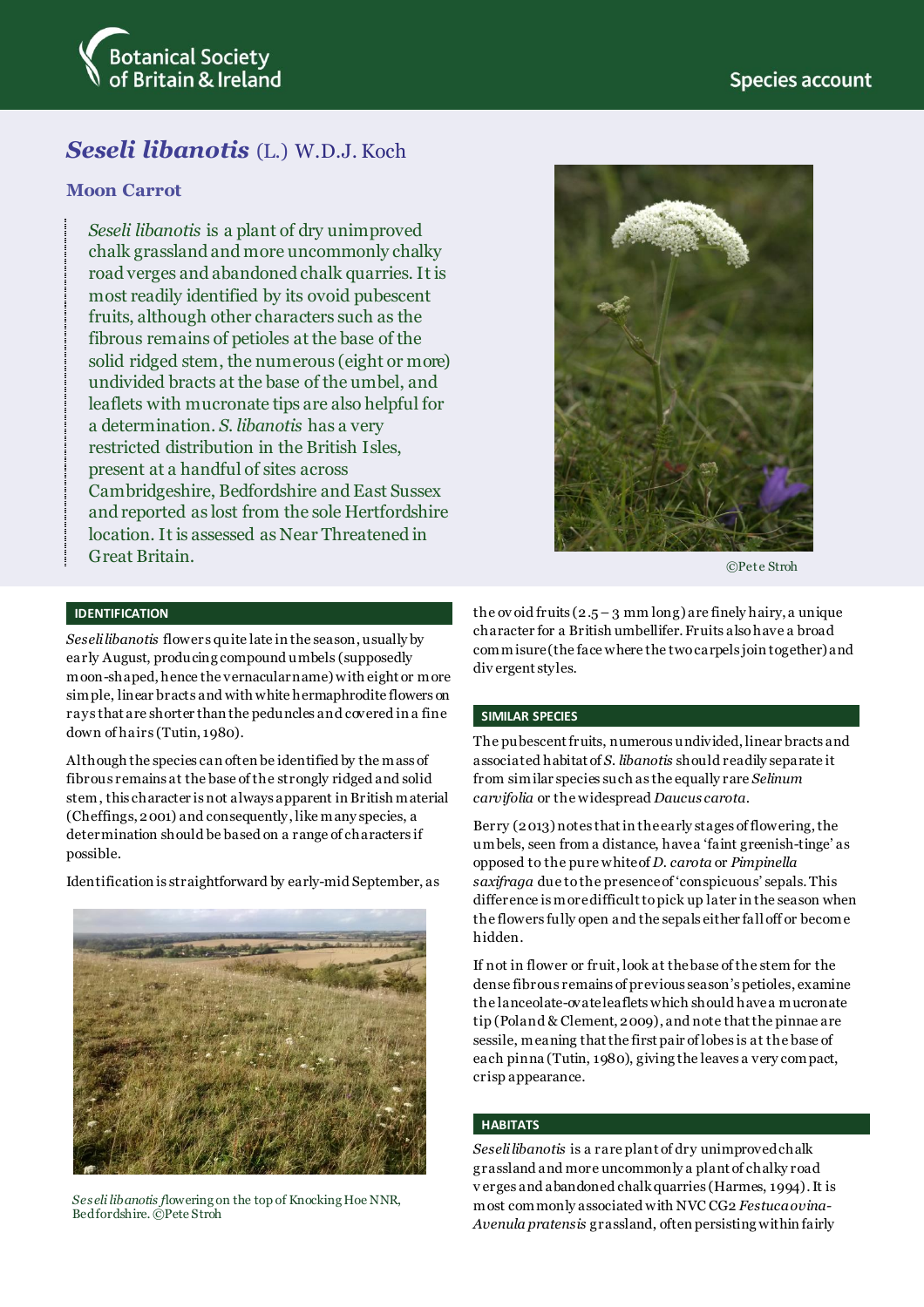# *Seseli libanotis* (L.) W.D.J. Koch

## Moon Carrot

*Seseli libanotis* is a plant of dry unimproved chalk grassland and more uncommonly chalky road verges and abandoned chalk quarries. It is most readily identified by its ovoid pubescent fruits, although other characters such as the fibrous remains of petioles at the base of the solid ridged stem, the numerous (eight or more) undivided bracts at the base of the umbel, and leaflets with mucronate tips are also helpful for a determination. *S. libanotis* has a very restricted distribution in the British Isles, present at a handful of sites across Cambridgeshire, Bedfordshire and East Sussex and reported as lost from the sole Hertfordshire location. It is assessed as Near Threatened in Great Britain.

©Pete Stroh

### IDENTIFICATION

*Seseli libanotis* flowers quite late in the season, usually by early August, producing compound umbels (supposedly moon-shaped, hence the vernacular name) with eight or more simple, linear bracts and with white hermaphrodite flowers on rays that are shorter than the peduncles and covered in a fine down of hairs (Tutin, 1980).

Although the species can often be identified by the mass of fibrous remains at the base of the strongly ridged and solid stem, this character is not always apparent in British material (Cheffings, 2001) and consequently, like many species, a determination should be based on a range of characters if possible.

Identification is straightforward by early-mid September, as the ovoid fruits (2.5 – 3 mm long) are finely hairy, a unique character for a British umbellifer. Fruits also have a broad commisure (the face where the two carpels join together) and divergent styles.

*Seseli libanotis* flowering on the top of Knocking Hoe NNR, Bedfordshire. ©Pete Stroh

### SIMILAR SPECIES

The pubescent fruits, numerous undivided, linear bracts and associated habitat of *S. libanotis* should readily separate it from similar species such as the equally rare *Selinum carvifolia* or the widespread *Daucus carota*.

Berry (2013) notes that in the early stages of flowering, the umbels, seen from a distance, have a 'faint greenish-tinge' as opposed to the pure white of *D. carota* or *Pimpinella saxifraga* due to the presence of 'conspicuous' sepals. This difference is more difficult to pick up later in the season when the flowers fully open and the sepals either fall off or become hidden.

If not in flower or fruit, look at the base of the stem for the dense fibrous remains of previous season's petioles, examine the lanceolate-ovate leaflets which should have a mucronate tip (Poland & Clement, 2009), and note that the pinnae are sessile, meaning that the first pair of lobes is at the base of each pinna (Tutin, 1980), giving the leaves a very compact, crisp appearance.

### HABITATS

*Seseli libanotis* is a rare plant of dry unimproved chalk grassland and more uncommonly a plant of chalky road verges and abandoned chalk quarries (Harmes, 1994). It is most commonly associated with NVC CG2 *Festuca ovina-Avenula pratensis* grassland, often persisting within fairly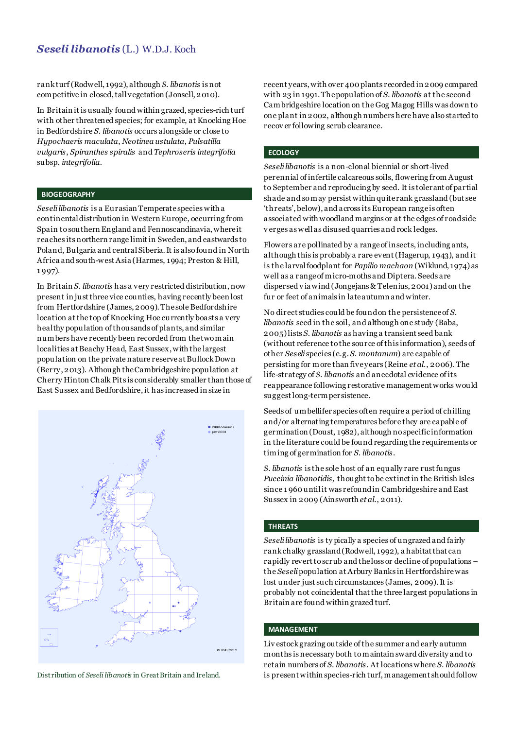rank turf (Rodwell, 1992), although *S. libanotis* is not competitive in closed, tall vegetation (Jonsell, 2010).

In Britain it is usually found within grazed, species-rich turf with other threatened species; for example, at Knocking Hoe in Bedfordshire *S. libanotis* occurs alongside or close to *Hypochaeris maculata*, *Neotinea ustulata*, *Pulsatilla vulgaris*, *Spiranthes spiralis* and *Tephroseris integrifolia* subsp. *integrifolia*.

## BIOGEOGRAPHY

*Seseli libanotis* is a Eurasian Temperate species with a continental distribution in Western Europe, occurring from Spain to southern England and Fennoscandinavia, where it reaches its northern range limit in Sweden, and eastwards to Poland, Bulgaria and central Siberia. It is also found in North Africa and south-west Asia (Harmes, 1994; Preston & Hill, 1997).

In Britain *S. libanotis* has a very restricted distribution, now present in just three vice counties, having recently been lost from Hertfordshire (James, 2009). The sole Bedfordshire location at the top of Knocking Hoe currently boasts a very healthy population of thousands of plants, and similar numbers have recently been recorded from the two main localities at Beachy Head, East Sussex, with the largest population on the private nature reserve at Bullock Down (Berry, 2013). Although the Cambridgeshire population at Cherry Hinton Chalk Pits is considerably smaller than those of East Sussex and Bedfordshire, it has increased in size in recent years, with over 400 plants recorded in 2009 compared with 23 in 1991. The population of *S. libanotis* at the second Cambridgeshire location on the Gog Magog Hills was down to one plant in 2002, although numbers here have also started to recover following scrub clearance.

Distribution of *Seseli libanotis* in Great Britain and Ireland.

## ECOLOGY

*Seseli libanotis* is a non-clonal biennial or short-lived perennial of infertile calcareous soils, flowering from August to September and reproducing by seed. It is tolerant of partial shade and so may persist within quite rank grassland (but see 'threats', below), and across its European range is often associated with woodland margins or at the edges of roadside verges as well as disused quarries and rock ledges.

Flowers are pollinated by a range of insects, including ants, although this is probably a rare event (Hagerup, 1943), and it is the larval foodplant for *Papilio machaon* (Wiklund, 1974) as well as a range of micro-moths and Diptera. Seeds are dispersed via wind (Jongejans & Telenius, 2001) and on the fur or feet of animals in late autumn and winter.

No direct studies could be found on the persistence of *S. libanotis* seed in the soil, and although one study (Baba, 2005) lists *S. libanotis* as having a transient seed bank (without reference to the source of this information), seeds of other *Seseli* species (e.g. *S. montanum*) are capable of persisting for more than five years (Reine *et al.*, 2006). The life-strategy of *S. libanotis* and anecdotal evidence of its reappearance following restorative management works would suggest long-term persistence.

Seeds of umbellifer species often require a period of chilling and/or alternating temperatures before they are capable of germination (Doust, 1982), although no specific information in the literature could be found regarding the requirements or timing of germination for *S. libanotis*.

*S. libanotis* is the sole host of an equally rare rust fungus *Puccinia libanotidis*, thought to be extinct in the British Isles since 1960 until it was refound in Cambridgeshire and East Sussex in 2009 (Ainsworth *et al.*, 2011).

## THREATS

*Seseli libanotis* is typically a species of ungrazed and fairly rank chalky grassland (Rodwell, 1992), a habitat that can rapidly revert to scrub and the loss or decline of populations – the *Seseli* population at Arbury Banks in Hertfordshire was lost under just such circumstances (James, 2009). It is probably not coincidental that the three largest populations in Britain are found within grazed turf.

## MANAGEMENT

Livestock grazing outside of the summer and early autumn months is necessary both to maintain sward diversity and to retain numbers of *S. libanotis*. At locations where *S. libanotis* is present within species-rich turf, management should follow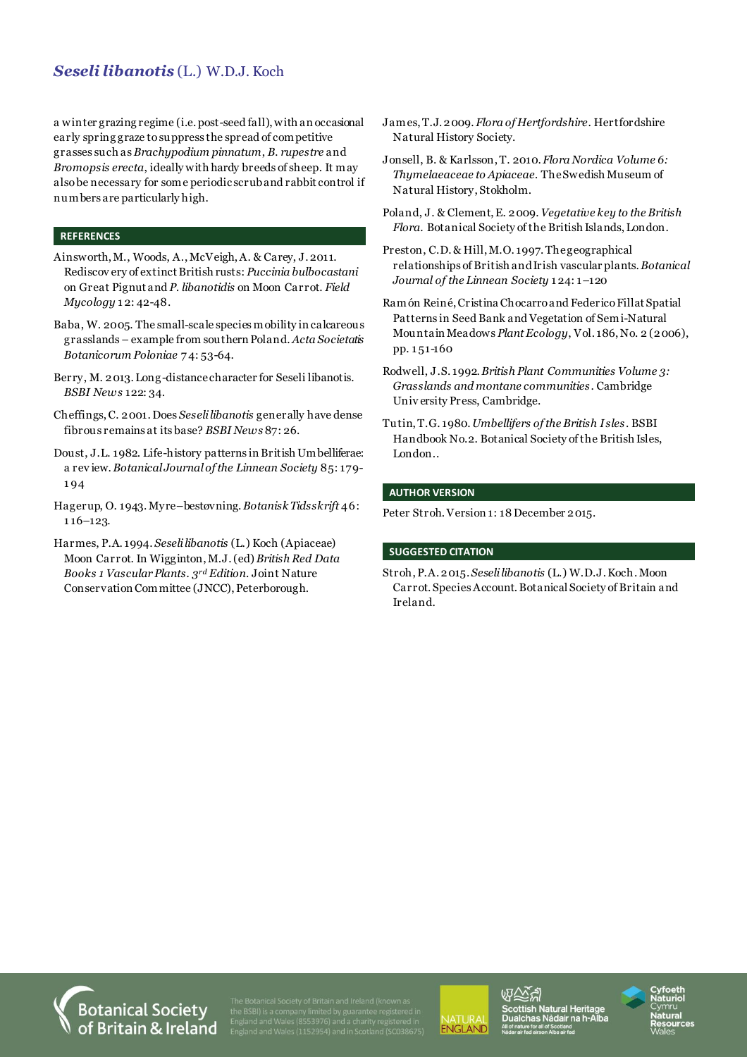a winter grazing regime (i.e. post-seed fall), with an occasional early spring graze to suppress the spread of competitive grasses such as *Brachypodium pinnatum*, *B. rupestre* and *Bromopsis erecta*, ideally with hardy breeds of sheep. It may also be necessary for some periodic scrub and rabbit control if numbers are particularly high.

## REFERENCES

Ainsworth, M., Woods, A., McVeigh, A. & Carey, J. 2011. Rediscovery of extinct British rusts: *Puccinia bulbocastani* on Great Pignut and *P. libanotidis* on Moon Carrot. *Field Mycology* 12: 42-48.

Baba, W. 2005. The small-scale species mobility in calcareous grasslands – example from southern Poland. *Acta Societatis Botanicorum Poloniae* 74: 53-64.

Berry, M. 2013. Long-distance character for Seseli libanotis. *BSBI News* 122: 34.

Cheffings, C. 2001. Does *Seseli libanotis* generally have dense fibrous remains at its base? *BSBI News* 87: 26.

Doust, J.L. 1982. Life-history patterns in British Umbelliferae: a review. *Botanical Journal of the Linnean Society* 85: 179-194

Hagerup, O. 1943. Myre–bestøvning. *Botanisk Tidsskrift* 46: 116–123.

Harmes, P.A. 1994. *Seseli libanotis* (L.) Koch (Apiaceae) Moon Carrot. In Wigginton, M.J. (ed) *British Red Data Books 1 Vascular Plants. 3rd Edition.* Joint Nature Conservation Committee (JNCC), Peterborough.

James, T.J. 2009. *Flora of Hertfordshire*. Hertfordshire Natural History Society.

Jonsell, B. & Karlsson, T. 2010. *Flora Nordica Volume 6: Thymelaeaceae to Apiaceae*. The Swedish Museum of Natural History, Stokholm.

Poland, J. & Clement, E. 2009. *Vegetative key to the British Flora.* Botanical Society of the British Islands, London.

Preston, C.D. & Hill, M.O. 1997. The geographical relationships of British and Irish vascular plants. *Botanical Journal of the Linnean Society* 124: 1–120

Ramón Reiné, Cristina Chocarro and Federico Fillat Spatial Patterns in Seed Bank and Vegetation of Semi-Natural Mountain Meadows *Plant Ecology*, Vol. 186, No. 2 (2006), pp. 151-160

Rodwell, J.S. 1992. *British Plant Communities Volume 3: Grasslands and montane communities*. Cambridge University Press, Cambridge.

Tutin, T.G. 1980. *Umbellifers of the British Isles*. BSBI Handbook No.2. Botanical Society of the British Isles, London..

## AUTHOR VERSION

Peter Stroh. Version 1: 18 December 2015.

## SUGGESTED CITATION

Stroh, P.A. 2015. *Seseli libanotis* (L.) W.D.J. Koch. Moon Carrot. Species Account. Botanical Society of Britain and Ireland.